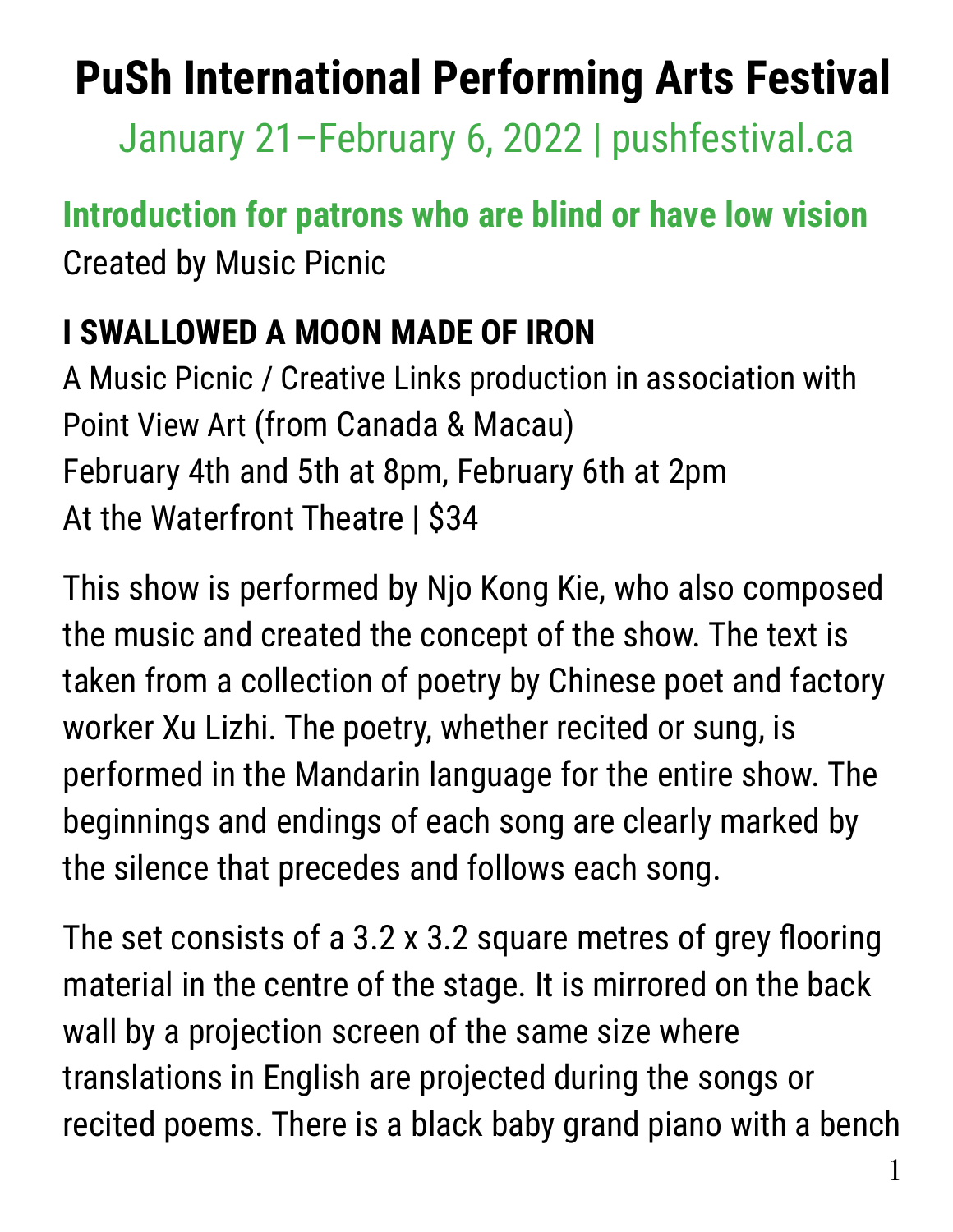# PuSh International Performing Arts Festival

January 21–February 6, 2022 | pushfestival.ca

## Introduction for patrons who are blind or have low vision

Created by Music Picnic

### I SWALLOWED A MOON MADE OF IRON

A Music Picnic / Creative Links production in association with Point View Art (from Canada & Macau)
February 4th and 5th at 8pm, February 6th at 2pm
At the Waterfront Theatre | $34

This show is performed by Njo Kong Kie, who also composed the music and created the concept of the show. The text is taken from a collection of poetry by Chinese poet and factory worker Xu Lizhi. The poetry, whether recited or sung, is performed in the Mandarin language for the entire show. The beginnings and endings of each song are clearly marked by the silence that precedes and follows each song.

The set consists of a 3.2 x 3.2 square metres of grey flooring material in the centre of the stage. It is mirrored on the back wall by a projection screen of the same size where translations in English are projected during the songs or recited poems. There is a black baby grand piano with a bench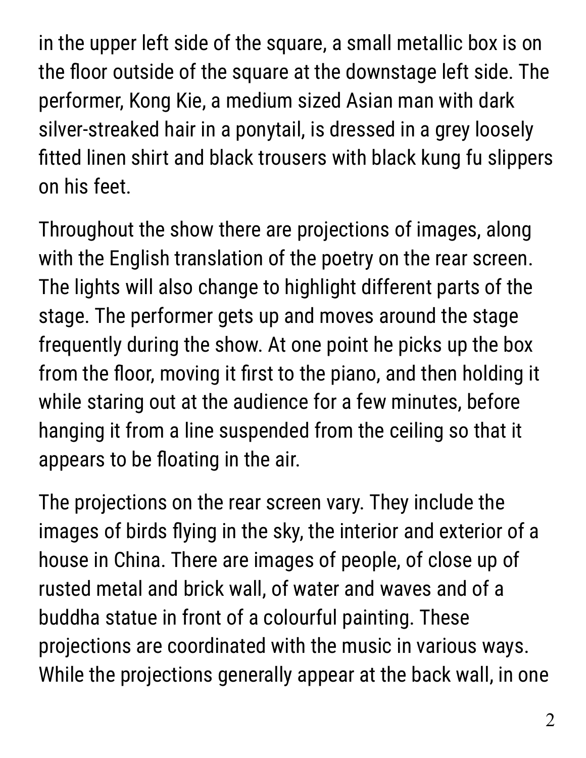in the upper left side of the square, a small metallic box is on the floor outside of the square at the downstage left side. The performer, Kong Kie, a medium sized Asian man with dark silver-streaked hair in a ponytail, is dressed in a grey loosely fitted linen shirt and black trousers with black kung fu slippers on his feet.

Throughout the show there are projections of images, along with the English translation of the poetry on the rear screen. The lights will also change to highlight different parts of the stage. The performer gets up and moves around the stage frequently during the show. At one point he picks up the box from the floor, moving it first to the piano, and then holding it while staring out at the audience for a few minutes, before hanging it from a line suspended from the ceiling so that it appears to be floating in the air.

The projections on the rear screen vary. They include the images of birds flying in the sky, the interior and exterior of a house in China. There are images of people, of close up of rusted metal and brick wall, of water and waves and of a buddha statue in front of a colourful painting. These projections are coordinated with the music in various ways. While the projections generally appear at the back wall, in one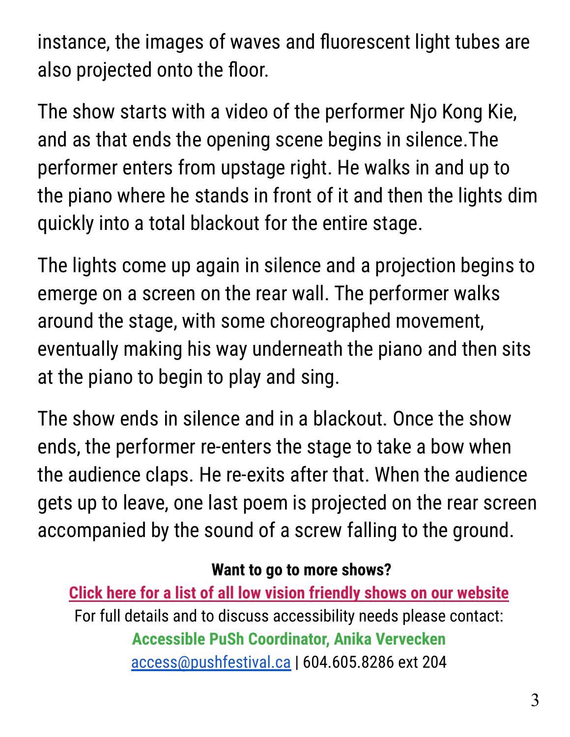instance, the images of waves and fluorescent light tubes are also projected onto the floor.

The show starts with a video of the performer Njo Kong Kie, and as that ends the opening scene begins in silence.The performer enters from upstage right. He walks in and up to the piano where he stands in front of it and then the lights dim quickly into a total blackout for the entire stage.

The lights come up again in silence and a projection begins to emerge on a screen on the rear wall. The performer walks around the stage, with some choreographed movement, eventually making his way underneath the piano and then sits at the piano to begin to play and sing.

The show ends in silence and in a blackout. Once the show ends, the performer re-enters the stage to take a bow when the audience claps. He re-exits after that. When the audience gets up to leave, one last poem is projected on the rear screen accompanied by the sound of a screw falling to the ground.

**Want to go to more shows?**

**Click here for a list of all low vision friendly shows on our website**

For full details and to discuss accessibility needs please contact:

**Accessible PuSh Coordinator, Anika Vervecken**

access@pushfestival.ca | 604.605.8286 ext 204